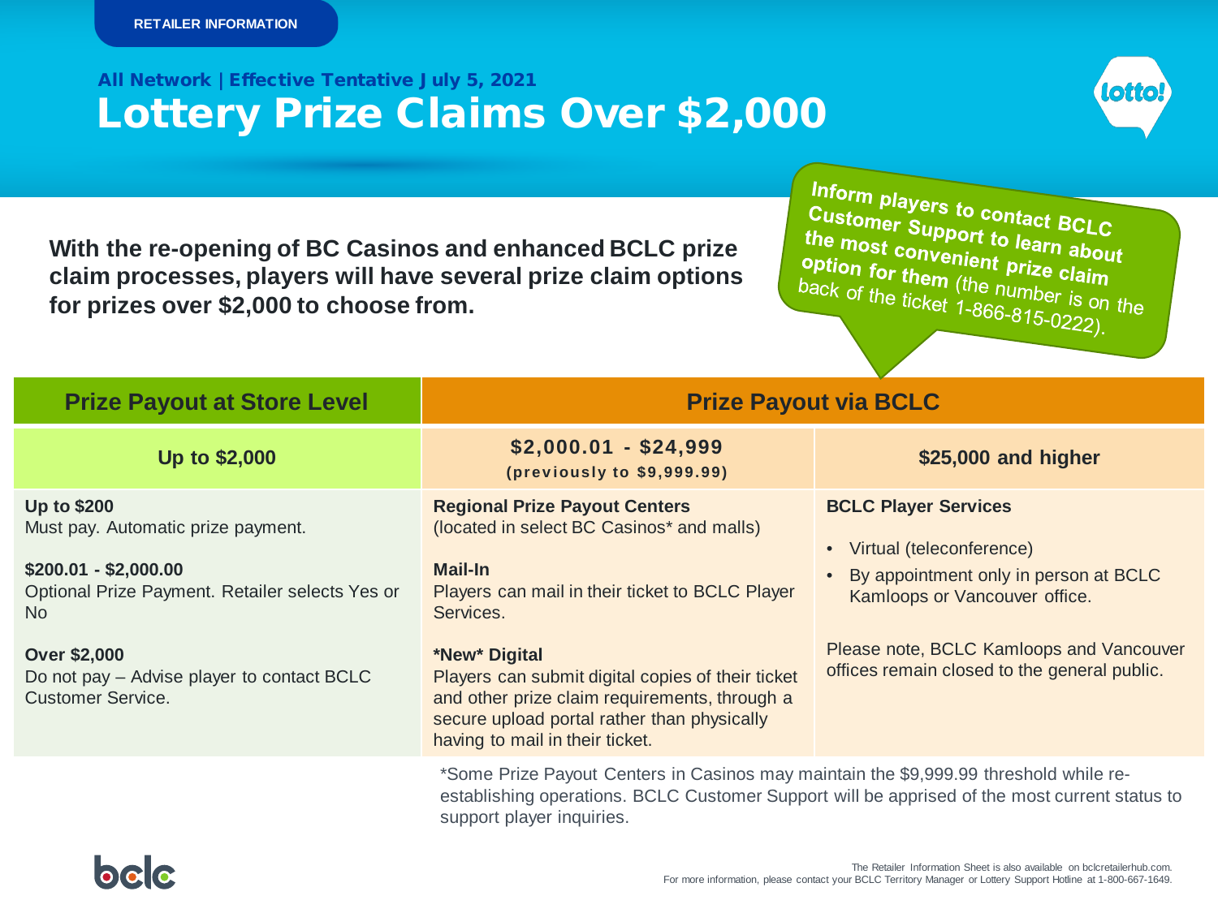RETAILER INFORMATION

All Network | Effective Tentative July 5, 2021

# Lottery Prize Claims Over $2,000

**With the re-opening of BC Casinos and enhanced BCLC prize claim processes, players will have several prize claim options for prizes over $2,000 to choose from.**

**Inform players to contact BCLC Customer Support to learn about the most convenient prize claim option for them** (the number is on the back of the ticket 1-866-815-0222).

| Prize Payout at Store Level | Prize Payout via BCLC | |
|---|---|---|
| **Up to $2,000** | **$2,000.01 - $24,999** (previously to $9,999.99) | **$25,000 and higher** |
| **Up to $200**<br>Must pay. Automatic prize payment.<br><br>**$200.01 - $2,000.00**<br>Optional Prize Payment. Retailer selects Yes or No<br><br>**Over $2,000**<br>Do not pay – Advise player to contact BCLC Customer Service. | **Regional Prize Payout Centers**<br>(located in select BC Casinos* and malls)<br><br>**Mail-In**<br>Players can mail in their ticket to BCLC Player Services.<br><br>***New* Digital**<br>Players can submit digital copies of their ticket and other prize claim requirements, through a secure upload portal rather than physically having to mail in their ticket. | **BCLC Player Services**<br>• Virtual (teleconference)<br>• By appointment only in person at BCLC Kamloops or Vancouver office.<br><br>Please note, BCLC Kamloops and Vancouver offices remain closed to the general public. |

*Some Prize Payout Centers in Casinos may maintain the $9,999.99 threshold while re-establishing operations. BCLC Customer Support will be apprised of the most current status to support player inquiries.

The Retailer Information Sheet is also available on bclcretailerhub.com.
For more information, please contact your BCLC Territory Manager or Lottery Support Hotline at 1-800-667-1649.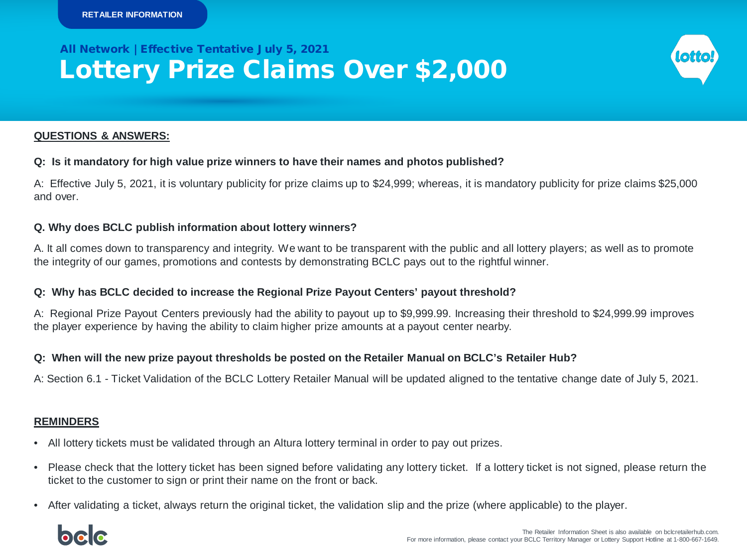RETAILER INFORMATION

All Network | Effective Tentative July 5, 2021

# Lottery Prize Claims Over $2,000

**QUESTIONS & ANSWERS:**

**Q: Is it mandatory for high value prize winners to have their names and photos published?**

A: Effective July 5, 2021, it is voluntary publicity for prize claims up to $24,999; whereas, it is mandatory publicity for prize claims $25,000 and over.

**Q. Why does BCLC publish information about lottery winners?**

A. It all comes down to transparency and integrity. We want to be transparent with the public and all lottery players; as well as to promote the integrity of our games, promotions and contests by demonstrating BCLC pays out to the rightful winner.

**Q: Why has BCLC decided to increase the Regional Prize Payout Centers' payout threshold?**

A: Regional Prize Payout Centers previously had the ability to payout up to $9,999.99. Increasing their threshold to $24,999.99 improves the player experience by having the ability to claim higher prize amounts at a payout center nearby.

**Q: When will the new prize payout thresholds be posted on the Retailer Manual on BCLC's Retailer Hub?**

A: Section 6.1 - Ticket Validation of the BCLC Lottery Retailer Manual will be updated aligned to the tentative change date of July 5, 2021.

**REMINDERS**

- All lottery tickets must be validated through an Altura lottery terminal in order to pay out prizes.
- Please check that the lottery ticket has been signed before validating any lottery ticket. If a lottery ticket is not signed, please return the ticket to the customer to sign or print their name on the front or back.
- After validating a ticket, always return the original ticket, the validation slip and the prize (where applicable) to the player.

The Retailer Information Sheet is also available on bclcretailerhub.com.
For more information, please contact your BCLC Territory Manager or Lottery Support Hotline at 1-800-667-1649.